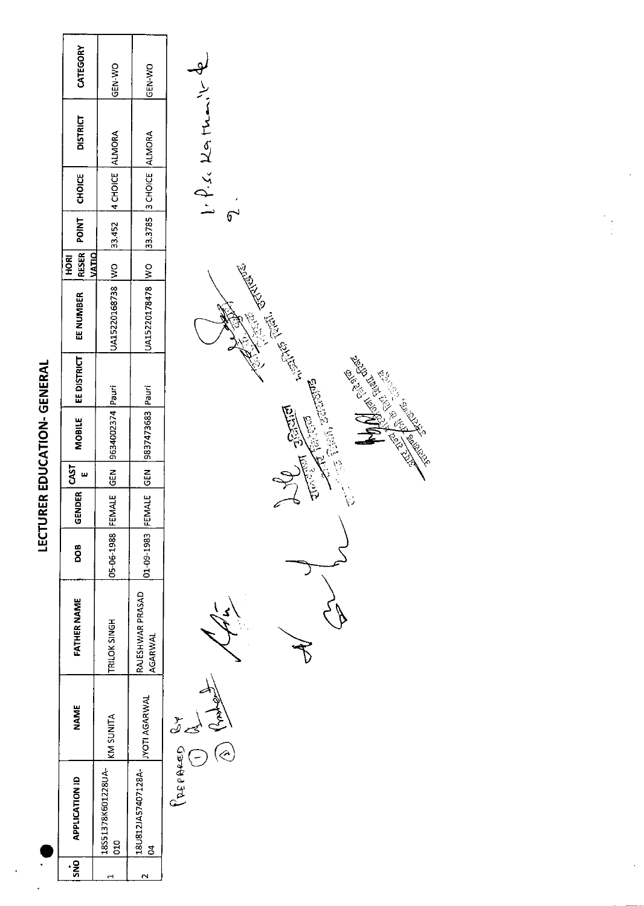# LECTURER EDUCATION- GENERAL

| SNO | APPLICATION ID | NAME | FATHER NAME | DOB | GENDER | CASTE | MOBILE | EE DISTRICT | EE NUMBER | HORI RESERVATIO | POINT | CHOICE | DISTRICT | CATEGORY |
|---|---|---|---|---|---|---|---|---|---|---|---|---|---|---|
| 1 | 18S51378K601228UA-010 | KM SUNITA | TRILOK SINGH | 05-06-1988 | FEMALE | GEN | 9634002374 | Pauri | UA15220168738 | WO | 33.452 | 4 CHOICE | ALMORA | GEN-WO |
| 2 | 18U812JA57407128A-04 | JYOTI AGARWAL | RAJESHWAR PRASAD AGARWAL | 01-09-1983 | FEMALE | GEN | 9837473683 | Pauri | UA15220178478 | WO | 33.3785 | 3 CHOICE | ALMORA | GEN-WO |

Prepared By
1.
2.

1. P.S. Kathait
2.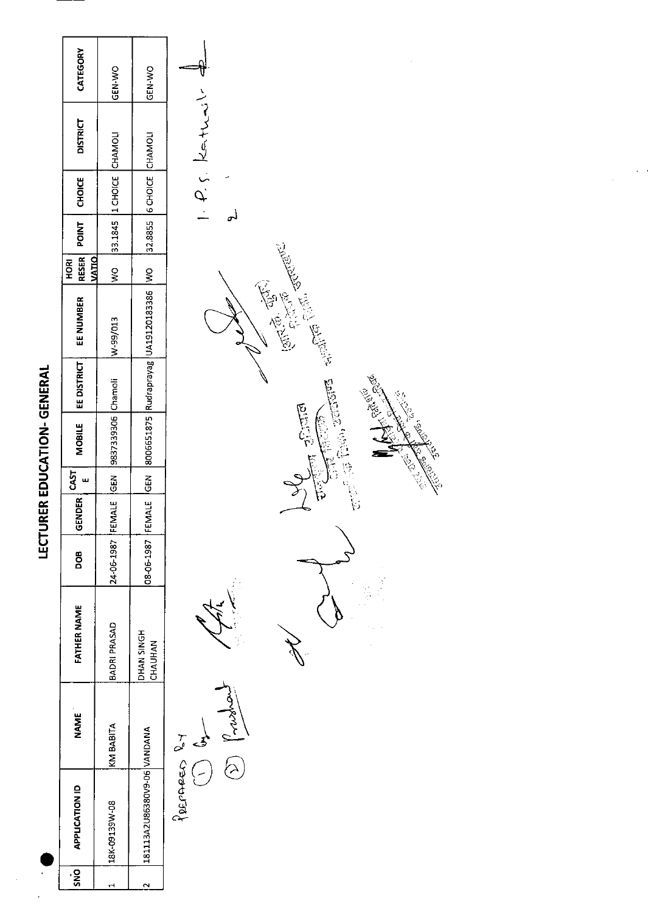# LECTURER EDUCATION- GENERAL

| SNO | APPLICATION ID | NAME | FATHER NAME | DOB | GENDER | CASTE | MOBILE | EE DISTRICT | EE NUMBER | HORI RESERVATIO | POINT | CHOICE | DISTRICT | CATEGORY |
|---|---|---|---|---|---|---|---|---|---|---|---|---|---|---|
| 1 | 18K-09139W-08 | KM BABITA | BADRI PRASAD | 24-06-1987 | FEMALE | GEN | 9837339306 | Chamoli | W-99/013 | WO | 33.1845 | 1 CHOICE | CHAMOLI | GEN-WO |
| 2 | 181113A2U86380V9-06 | VANDANA | DHAN SINGH CHAUHAN | 08-06-1987 | FEMALE | GEN | 8006651875 | Rudraprayag | UA19120183386 | WO | 32.8855 | 6 CHOICE | CHAMOLI | GEN-WO |

Prepared by
1. by
2. Prashant

1. P.S. Kathait
2.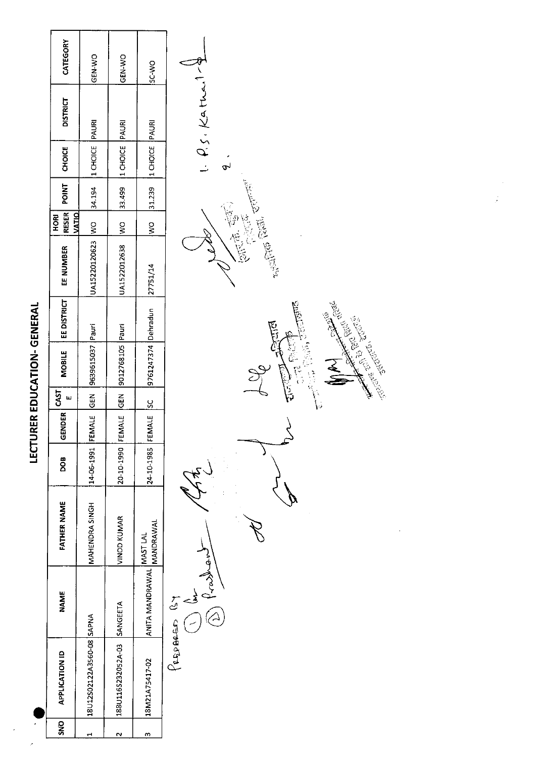# LECTURER EDUCATION- GENERAL

| SNO | APPLICATION ID | NAME | FATHER NAME | DOB | GENDER | CASTE | MOBILE | EE DISTRICT | EE NUMBER | HORI RESERVATIO | POINT | CHOICE | DISTRICT | CATEGORY |
|---|---|---|---|---|---|---|---|---|---|---|---|---|---|---|
| 1 | 18U12S02122A3560-08 | SAPNA | MAHENDRA SINGH | 14-06-1991 | FEMALE | GEN | 9639615037 | Pauri | UA15220120623 | WO | 34.194 | 1 CHOICE | PAURI | GEN-WO |
| 2 | 188U116S232052A-03 | SANGEETA | VINOD KUMAR | 20-10-1990 | FEMALE | GEN | 9012768105 | Pauri | UA1522012638 | WO | 33.499 | 1 CHOICE | PAURI | GEN-WO |
| 3 | 18M21A75417-02 | ANITA MANDRAWAL | MAST LAL MANDRAWAL | 24-10-1985 | FEMALE | SC | 9761247374 | Dehradun | 27751/14 | WO | 31.239 | 1 CHOICE | PAURI | SC-WO |

Prepared By
1. 
2. Prashant

1. P.S. Kathait
2.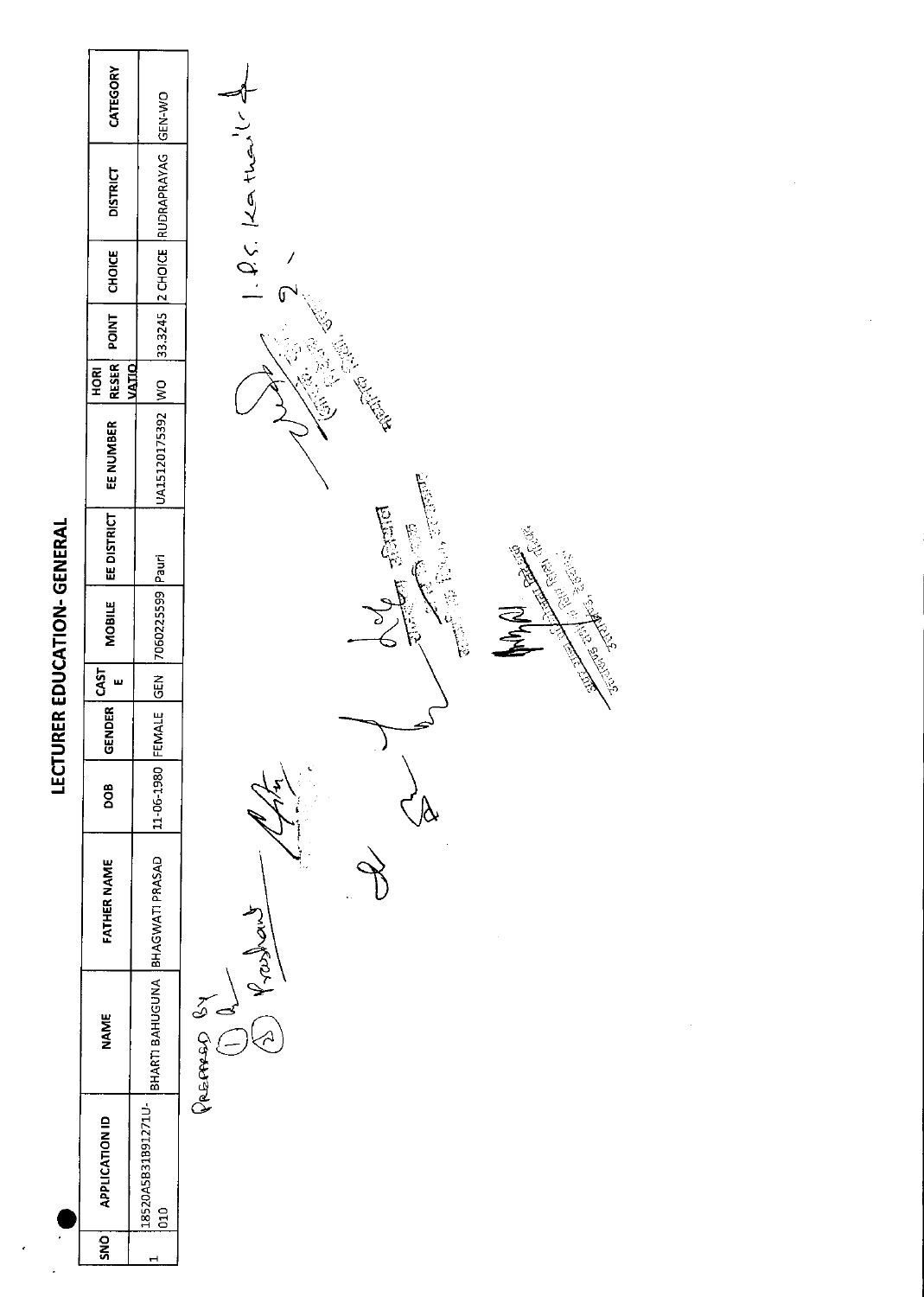# LECTURER EDUCATION- GENERAL

| SNO | APPLICATION ID | NAME | FATHER NAME | DOB | GENDER | CASTE | MOBILE | EE DISTRICT | EE NUMBER | HORI RESERVATIO | POINT | CHOICE | DISTRICT | CATEGORY |
|---|---|---|---|---|---|---|---|---|---|---|---|---|---|---|
| 1 | 18520A5B31B91271U-010 | BHARTI BAHUGUNA | BHAGWATI PRASAD | 11-06-1980 | FEMALE | GEN | 7060225599 | Pauri | UA15120175392 | WO | 33.3245 | 2 CHOICE | RUDRAPRAYAG | GEN-WO |

PREPARED BY
(1)
(2) Prashant

1. P.S. Kathait
2.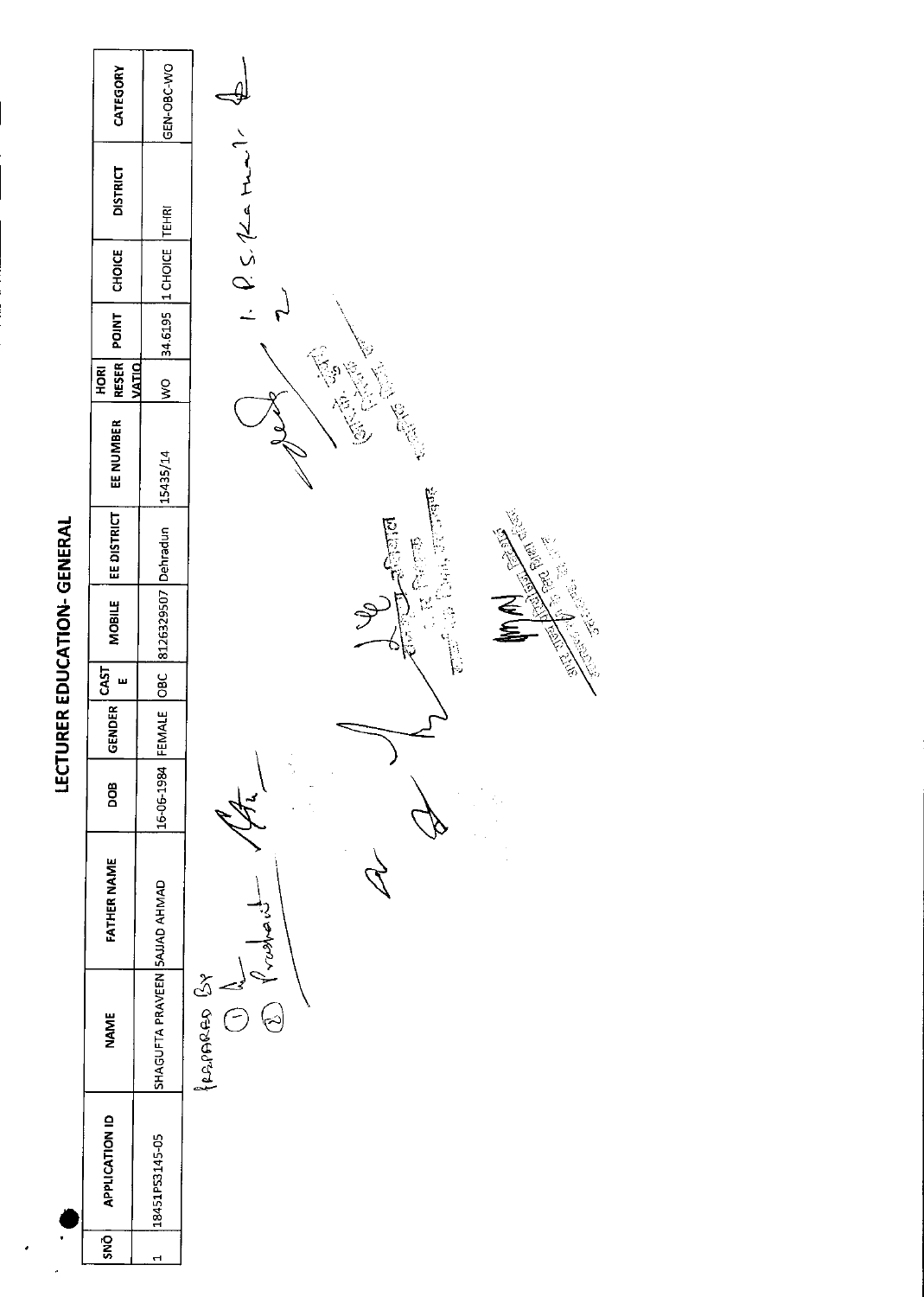# LECTURER EDUCATION- GENERAL

| SNO | APPLICATION ID | NAME | FATHER NAME | DOB | GENDER | CASTE | MOBILE | EE DISTRICT | EE NUMBER | HORI RESERVATION | POINT | CHOICE | DISTRICT | CATEGORY |
|---|---|---|---|---|---|---|---|---|---|---|---|---|---|---|
| 1 | 18451PS3145-05 | SHAGUFTA PRAVEEN | SAJJAD AHMAD | 16-06-1984 | FEMALE | OBC | 8126329507 | Dehradun | 15435/14 | WO | 34.6195 | 1 CHOICE | TEHRI | GEN-OBC-WO |

PREPARED BY

① 

② Prashant

1. P.S. Kathait

2